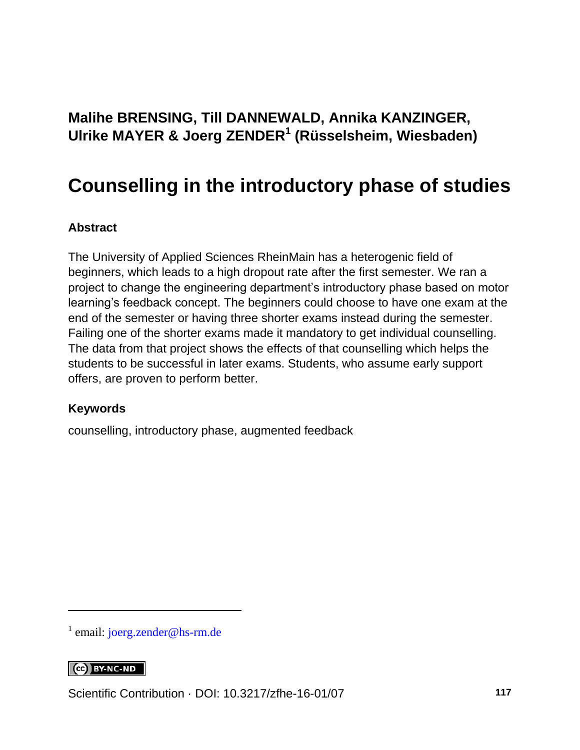**Malihe BRENSING, Till DANNEWALD, Annika KANZINGER, Ulrike MAYER & Joerg ZENDER[1] (Rüsselsheim, Wiesbaden)**

# Counselling in the introductory phase of studies

## Abstract

The University of Applied Sciences RheinMain has a heterogenic field of beginners, which leads to a high dropout rate after the first semester. We ran a project to change the engineering department's introductory phase based on motor learning's feedback concept. The beginners could choose to have one exam at the end of the semester or having three shorter exams instead during the semester. Failing one of the shorter exams made it mandatory to get individual counselling. The data from that project shows the effects of that counselling which helps the students to be successful in later exams. Students, who assume early support offers, are proven to perform better.

## Keywords

counselling, introductory phase, augmented feedback

[1] email: joerg.zender@hs-rm.de

Scientific Contribution · DOI: 10.3217/zfhe-16-01/07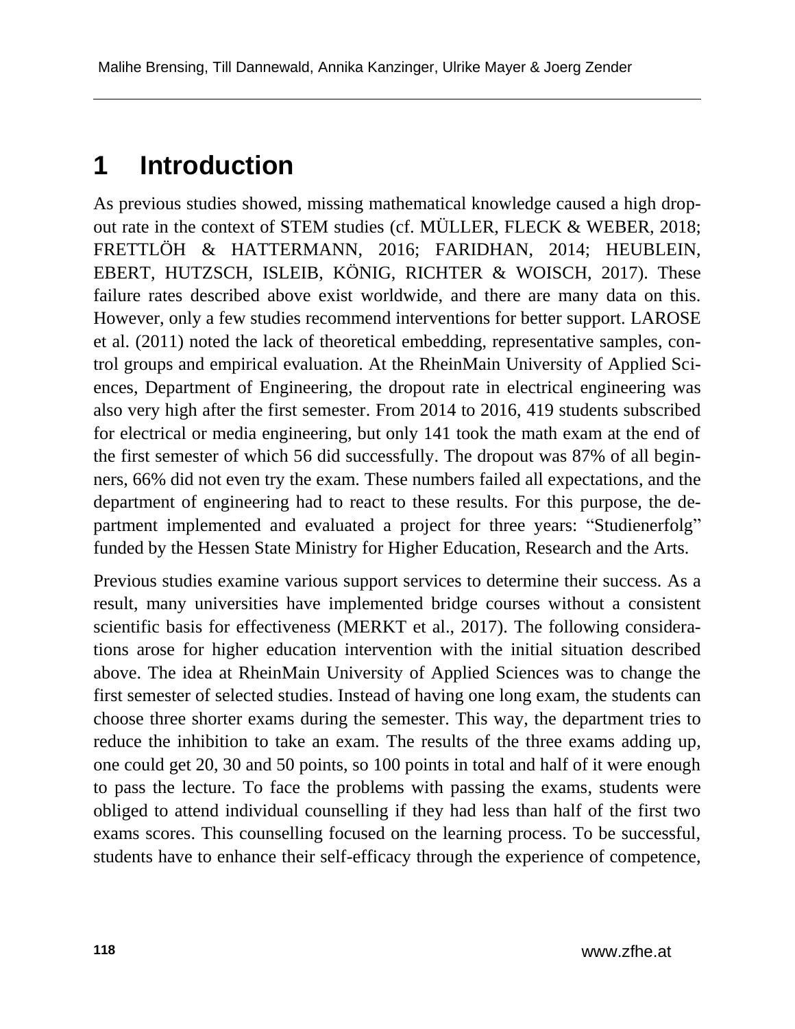# 1 Introduction

As previous studies showed, missing mathematical knowledge caused a high dropout rate in the context of STEM studies (cf. MÜLLER, FLECK & WEBER, 2018; FRETTLÖH & HATTERMANN, 2016; FARIDHAN, 2014; HEUBLEIN, EBERT, HUTZSCH, ISLEIB, KÖNIG, RICHTER & WOISCH, 2017). These failure rates described above exist worldwide, and there are many data on this. However, only a few studies recommend interventions for better support. LAROSE et al. (2011) noted the lack of theoretical embedding, representative samples, control groups and empirical evaluation. At the RheinMain University of Applied Sciences, Department of Engineering, the dropout rate in electrical engineering was also very high after the first semester. From 2014 to 2016, 419 students subscribed for electrical or media engineering, but only 141 took the math exam at the end of the first semester of which 56 did successfully. The dropout was 87% of all beginners, 66% did not even try the exam. These numbers failed all expectations, and the department of engineering had to react to these results. For this purpose, the department implemented and evaluated a project for three years: "Studienerfolg" funded by the Hessen State Ministry for Higher Education, Research and the Arts.

Previous studies examine various support services to determine their success. As a result, many universities have implemented bridge courses without a consistent scientific basis for effectiveness (MERKT et al., 2017). The following considerations arose for higher education intervention with the initial situation described above. The idea at RheinMain University of Applied Sciences was to change the first semester of selected studies. Instead of having one long exam, the students can choose three shorter exams during the semester. This way, the department tries to reduce the inhibition to take an exam. The results of the three exams adding up, one could get 20, 30 and 50 points, so 100 points in total and half of it were enough to pass the lecture. To face the problems with passing the exams, students were obliged to attend individual counselling if they had less than half of the first two exams scores. This counselling focused on the learning process. To be successful, students have to enhance their self-efficacy through the experience of competence,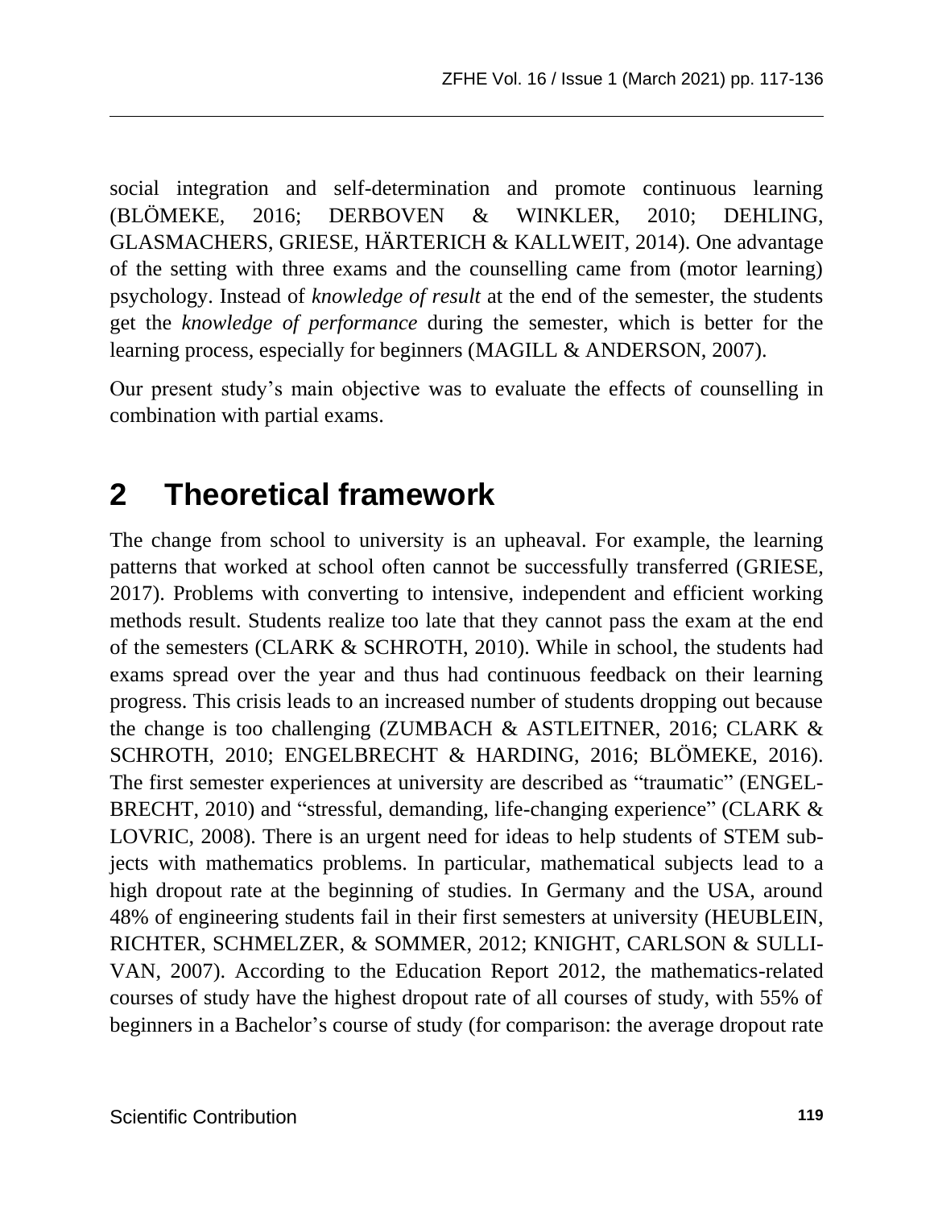social integration and self-determination and promote continuous learning (BLÖMEKE, 2016; DERBOVEN & WINKLER, 2010; DEHLING, GLASMACHERS, GRIESE, HÄRTERICH & KALLWEIT, 2014). One advantage of the setting with three exams and the counselling came from (motor learning) psychology. Instead of *knowledge of result* at the end of the semester, the students get the *knowledge of performance* during the semester, which is better for the learning process, especially for beginners (MAGILL & ANDERSON, 2007).

Our present study's main objective was to evaluate the effects of counselling in combination with partial exams.

# 2 Theoretical framework

The change from school to university is an upheaval. For example, the learning patterns that worked at school often cannot be successfully transferred (GRIESE, 2017). Problems with converting to intensive, independent and efficient working methods result. Students realize too late that they cannot pass the exam at the end of the semesters (CLARK & SCHROTH, 2010). While in school, the students had exams spread over the year and thus had continuous feedback on their learning progress. This crisis leads to an increased number of students dropping out because the change is too challenging (ZUMBACH & ASTLEITNER, 2016; CLARK & SCHROTH, 2010; ENGELBRECHT & HARDING, 2016; BLÖMEKE, 2016). The first semester experiences at university are described as "traumatic" (ENGELBRECHT, 2010) and "stressful, demanding, life-changing experience" (CLARK & LOVRIC, 2008). There is an urgent need for ideas to help students of STEM subjects with mathematics problems. In particular, mathematical subjects lead to a high dropout rate at the beginning of studies. In Germany and the USA, around 48% of engineering students fail in their first semesters at university (HEUBLEIN, RICHTER, SCHMELZER, & SOMMER, 2012; KNIGHT, CARLSON & SULLIVAN, 2007). According to the Education Report 2012, the mathematics-related courses of study have the highest dropout rate of all courses of study, with 55% of beginners in a Bachelor's course of study (for comparison: the average dropout rate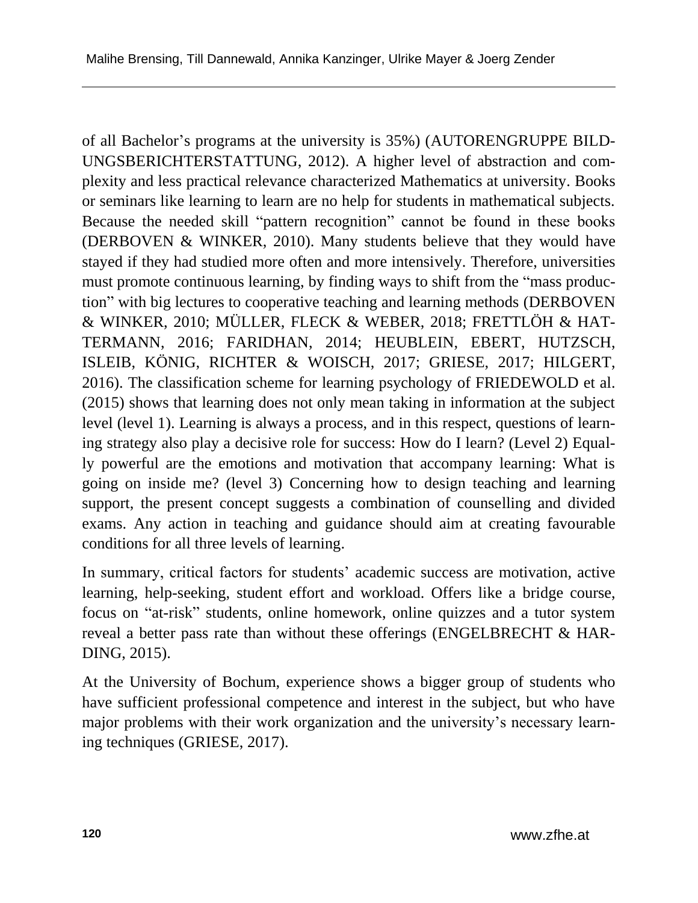of all Bachelor's programs at the university is 35%) (AUTORENGRUPPE BILDUNGSBERICHTERSTATTUNG, 2012). A higher level of abstraction and complexity and less practical relevance characterized Mathematics at university. Books or seminars like learning to learn are no help for students in mathematical subjects. Because the needed skill "pattern recognition" cannot be found in these books (DERBOVEN & WINKER, 2010). Many students believe that they would have stayed if they had studied more often and more intensively. Therefore, universities must promote continuous learning, by finding ways to shift from the "mass production" with big lectures to cooperative teaching and learning methods (DERBOVEN & WINKER, 2010; MÜLLER, FLECK & WEBER, 2018; FRETTLÖH & HATTERMANN, 2016; FARIDHAN, 2014; HEUBLEIN, EBERT, HUTZSCH, ISLEIB, KÖNIG, RICHTER & WOISCH, 2017; GRIESE, 2017; HILGERT, 2016). The classification scheme for learning psychology of FRIEDEWOLD et al. (2015) shows that learning does not only mean taking in information at the subject level (level 1). Learning is always a process, and in this respect, questions of learning strategy also play a decisive role for success: How do I learn? (Level 2) Equally powerful are the emotions and motivation that accompany learning: What is going on inside me? (level 3) Concerning how to design teaching and learning support, the present concept suggests a combination of counselling and divided exams. Any action in teaching and guidance should aim at creating favourable conditions for all three levels of learning.

In summary, critical factors for students' academic success are motivation, active learning, help-seeking, student effort and workload. Offers like a bridge course, focus on "at-risk" students, online homework, online quizzes and a tutor system reveal a better pass rate than without these offerings (ENGELBRECHT & HARDING, 2015).

At the University of Bochum, experience shows a bigger group of students who have sufficient professional competence and interest in the subject, but who have major problems with their work organization and the university's necessary learning techniques (GRIESE, 2017).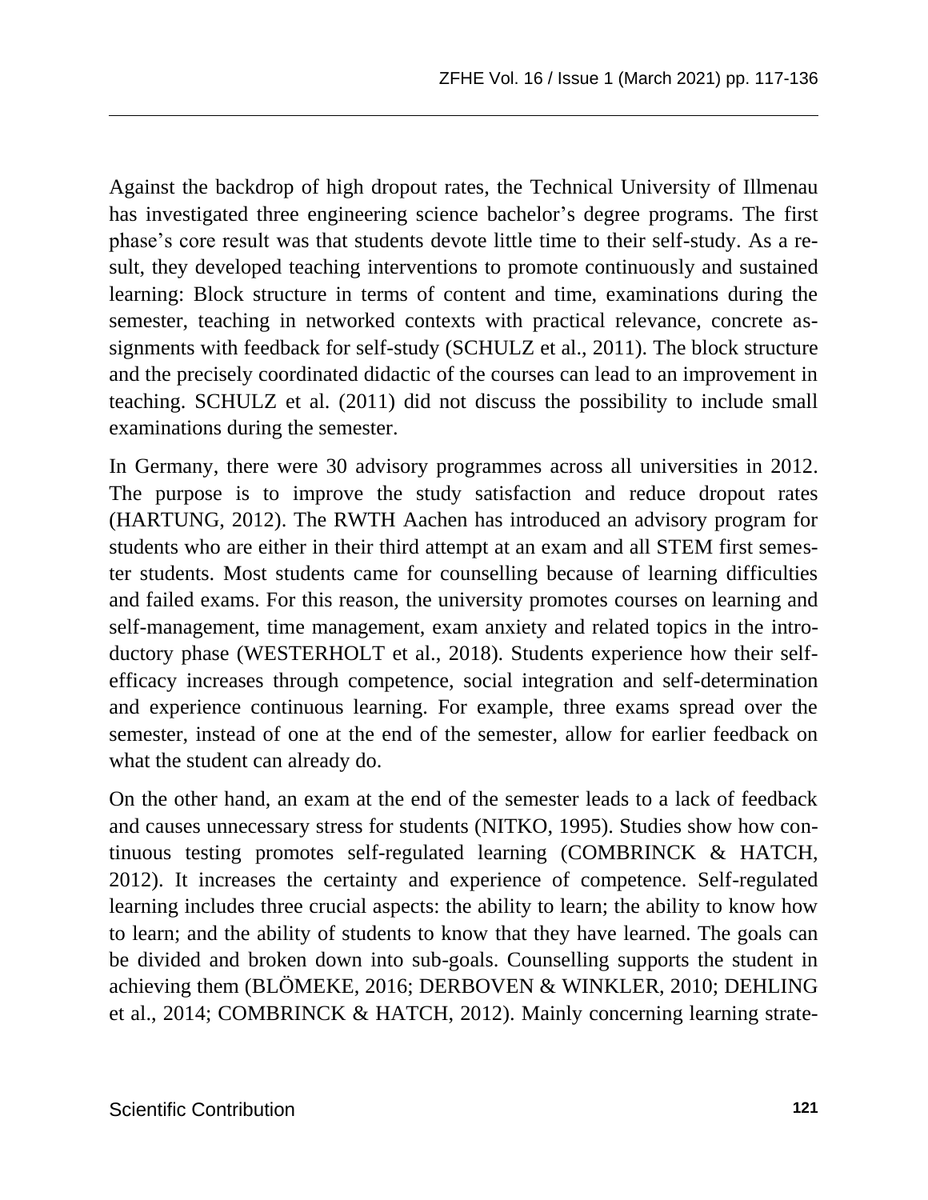Against the backdrop of high dropout rates, the Technical University of Illmenau has investigated three engineering science bachelor's degree programs. The first phase's core result was that students devote little time to their self-study. As a result, they developed teaching interventions to promote continuously and sustained learning: Block structure in terms of content and time, examinations during the semester, teaching in networked contexts with practical relevance, concrete assignments with feedback for self-study (SCHULZ et al., 2011). The block structure and the precisely coordinated didactic of the courses can lead to an improvement in teaching. SCHULZ et al. (2011) did not discuss the possibility to include small examinations during the semester.

In Germany, there were 30 advisory programmes across all universities in 2012. The purpose is to improve the study satisfaction and reduce dropout rates (HARTUNG, 2012). The RWTH Aachen has introduced an advisory program for students who are either in their third attempt at an exam and all STEM first semester students. Most students came for counselling because of learning difficulties and failed exams. For this reason, the university promotes courses on learning and self-management, time management, exam anxiety and related topics in the introductory phase (WESTERHOLT et al., 2018). Students experience how their self-efficacy increases through competence, social integration and self-determination and experience continuous learning. For example, three exams spread over the semester, instead of one at the end of the semester, allow for earlier feedback on what the student can already do.

On the other hand, an exam at the end of the semester leads to a lack of feedback and causes unnecessary stress for students (NITKO, 1995). Studies show how continuous testing promotes self-regulated learning (COMBRINCK & HATCH, 2012). It increases the certainty and experience of competence. Self-regulated learning includes three crucial aspects: the ability to learn; the ability to know how to learn; and the ability of students to know that they have learned. The goals can be divided and broken down into sub-goals. Counselling supports the student in achieving them (BLÖMEKE, 2016; DERBOVEN & WINKLER, 2010; DEHLING et al., 2014; COMBRINCK & HATCH, 2012). Mainly concerning learning strate-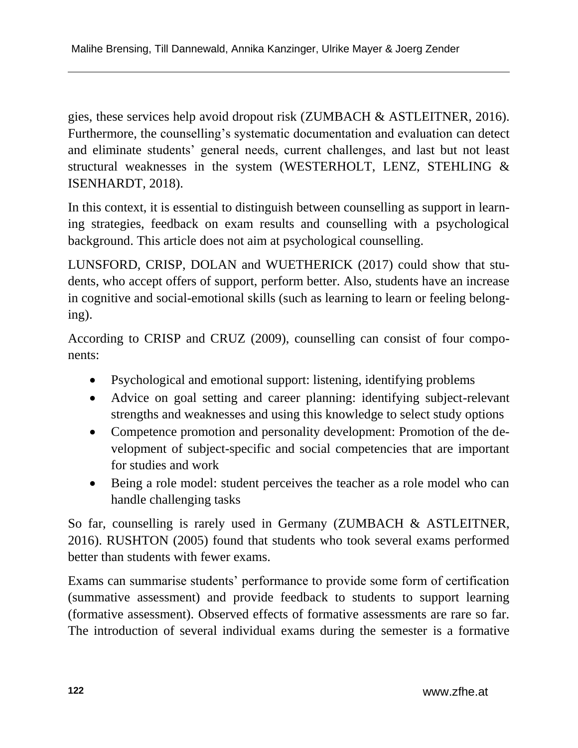gies, these services help avoid dropout risk (ZUMBACH & ASTLEITNER, 2016). Furthermore, the counselling's systematic documentation and evaluation can detect and eliminate students' general needs, current challenges, and last but not least structural weaknesses in the system (WESTERHOLT, LENZ, STEHLING & ISENHARDT, 2018).

In this context, it is essential to distinguish between counselling as support in learning strategies, feedback on exam results and counselling with a psychological background. This article does not aim at psychological counselling.

LUNSFORD, CRISP, DOLAN and WUETHERICK (2017) could show that students, who accept offers of support, perform better. Also, students have an increase in cognitive and social-emotional skills (such as learning to learn or feeling belonging).

According to CRISP and CRUZ (2009), counselling can consist of four components:

- Psychological and emotional support: listening, identifying problems
- Advice on goal setting and career planning: identifying subject-relevant strengths and weaknesses and using this knowledge to select study options
- Competence promotion and personality development: Promotion of the development of subject-specific and social competencies that are important for studies and work
- Being a role model: student perceives the teacher as a role model who can handle challenging tasks

So far, counselling is rarely used in Germany (ZUMBACH & ASTLEITNER, 2016). RUSHTON (2005) found that students who took several exams performed better than students with fewer exams.

Exams can summarise students' performance to provide some form of certification (summative assessment) and provide feedback to students to support learning (formative assessment). Observed effects of formative assessments are rare so far. The introduction of several individual exams during the semester is a formative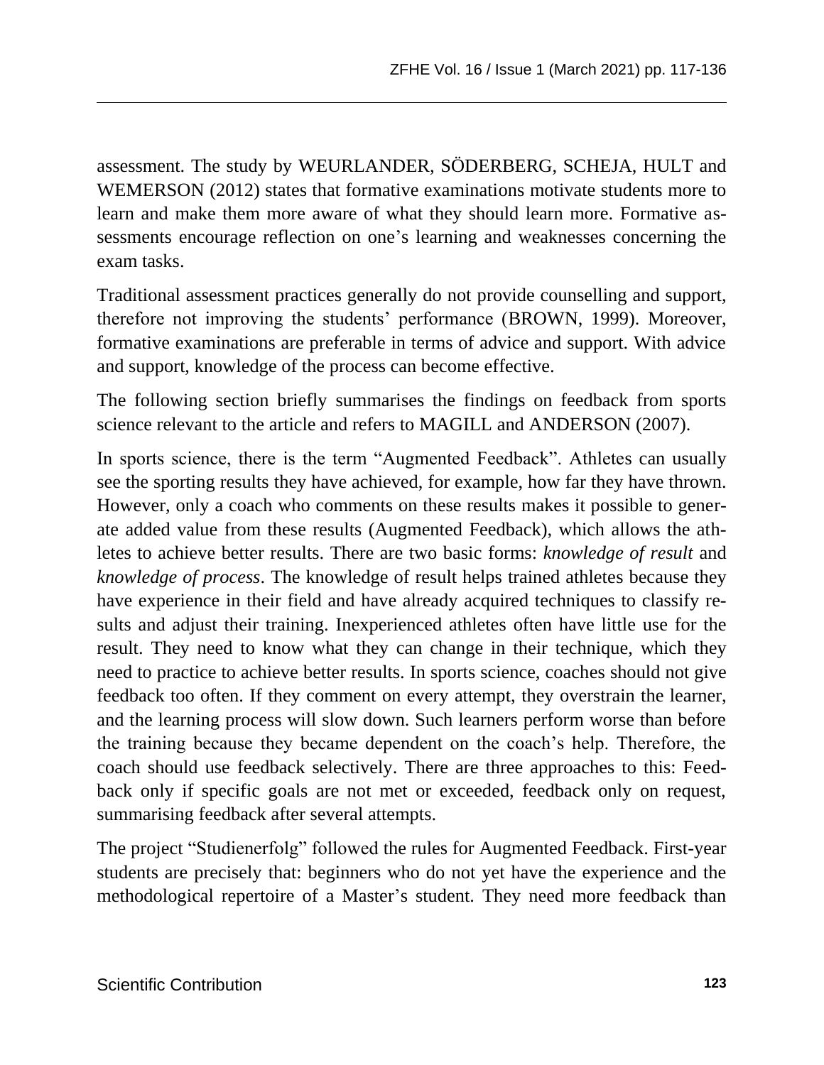assessment. The study by WEURLANDER, SÖDERBERG, SCHEJA, HULT and WEMERSON (2012) states that formative examinations motivate students more to learn and make them more aware of what they should learn more. Formative assessments encourage reflection on one's learning and weaknesses concerning the exam tasks.

Traditional assessment practices generally do not provide counselling and support, therefore not improving the students' performance (BROWN, 1999). Moreover, formative examinations are preferable in terms of advice and support. With advice and support, knowledge of the process can become effective.

The following section briefly summarises the findings on feedback from sports science relevant to the article and refers to MAGILL and ANDERSON (2007).

In sports science, there is the term "Augmented Feedback". Athletes can usually see the sporting results they have achieved, for example, how far they have thrown. However, only a coach who comments on these results makes it possible to generate added value from these results (Augmented Feedback), which allows the athletes to achieve better results. There are two basic forms: *knowledge of result* and *knowledge of process*. The knowledge of result helps trained athletes because they have experience in their field and have already acquired techniques to classify results and adjust their training. Inexperienced athletes often have little use for the result. They need to know what they can change in their technique, which they need to practice to achieve better results. In sports science, coaches should not give feedback too often. If they comment on every attempt, they overstrain the learner, and the learning process will slow down. Such learners perform worse than before the training because they became dependent on the coach's help. Therefore, the coach should use feedback selectively. There are three approaches to this: Feedback only if specific goals are not met or exceeded, feedback only on request, summarising feedback after several attempts.

The project "Studienerfolg" followed the rules for Augmented Feedback. First-year students are precisely that: beginners who do not yet have the experience and the methodological repertoire of a Master's student. They need more feedback than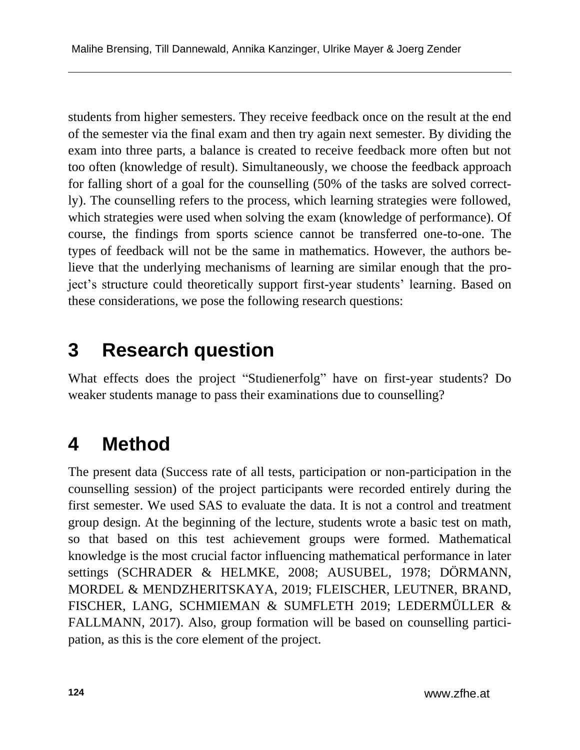students from higher semesters. They receive feedback once on the result at the end of the semester via the final exam and then try again next semester. By dividing the exam into three parts, a balance is created to receive feedback more often but not too often (knowledge of result). Simultaneously, we choose the feedback approach for falling short of a goal for the counselling (50% of the tasks are solved correctly). The counselling refers to the process, which learning strategies were followed, which strategies were used when solving the exam (knowledge of performance). Of course, the findings from sports science cannot be transferred one-to-one. The types of feedback will not be the same in mathematics. However, the authors believe that the underlying mechanisms of learning are similar enough that the project's structure could theoretically support first-year students' learning. Based on these considerations, we pose the following research questions:

## 3 Research question

What effects does the project "Studienerfolg" have on first-year students? Do weaker students manage to pass their examinations due to counselling?

## 4 Method

The present data (Success rate of all tests, participation or non-participation in the counselling session) of the project participants were recorded entirely during the first semester. We used SAS to evaluate the data. It is not a control and treatment group design. At the beginning of the lecture, students wrote a basic test on math, so that based on this test achievement groups were formed. Mathematical knowledge is the most crucial factor influencing mathematical performance in later settings (SCHRADER & HELMKE, 2008; AUSUBEL, 1978; DÖRMANN, MORDEL & MENDZHERITSKAYA, 2019; FLEISCHER, LEUTNER, BRAND, FISCHER, LANG, SCHMIEMAN & SUMFLETH 2019; LEDERMÜLLER & FALLMANN, 2017). Also, group formation will be based on counselling participation, as this is the core element of the project.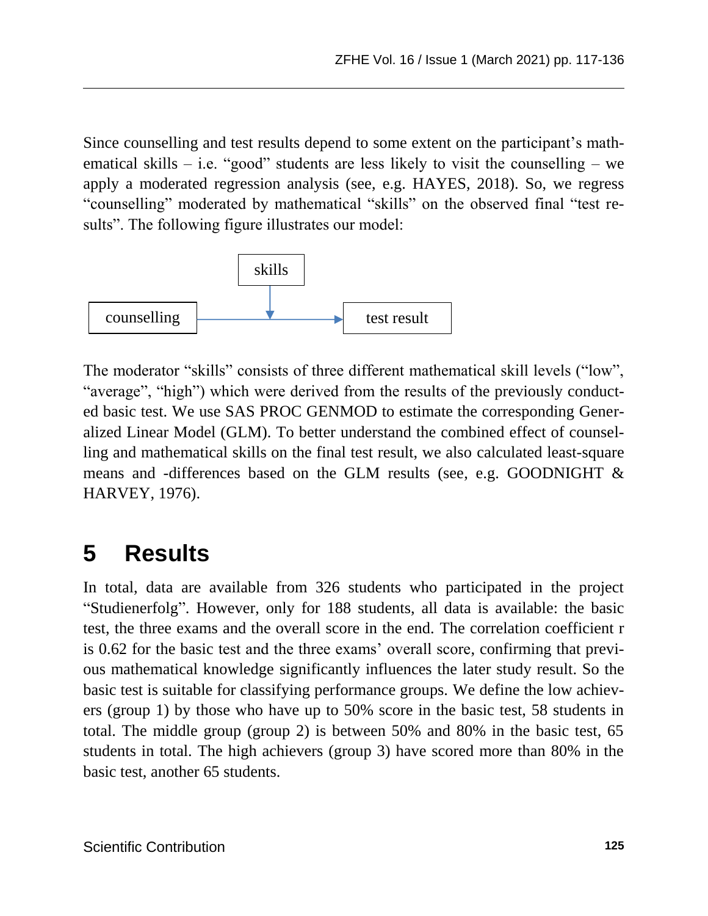Since counselling and test results depend to some extent on the participant's mathematical skills – i.e. "good" students are less likely to visit the counselling – we apply a moderated regression analysis (see, e.g. HAYES, 2018). So, we regress "counselling" moderated by mathematical "skills" on the observed final "test results". The following figure illustrates our model:

The moderator "skills" consists of three different mathematical skill levels ("low", "average", "high") which were derived from the results of the previously conducted basic test. We use SAS PROC GENMOD to estimate the corresponding Generalized Linear Model (GLM). To better understand the combined effect of counselling and mathematical skills on the final test result, we also calculated least-square means and -differences based on the GLM results (see, e.g. GOODNIGHT & HARVEY, 1976).

# 5 Results

In total, data are available from 326 students who participated in the project "Studienerfolg". However, only for 188 students, all data is available: the basic test, the three exams and the overall score in the end. The correlation coefficient r is 0.62 for the basic test and the three exams' overall score, confirming that previous mathematical knowledge significantly influences the later study result. So the basic test is suitable for classifying performance groups. We define the low achievers (group 1) by those who have up to 50% score in the basic test, 58 students in total. The middle group (group 2) is between 50% and 80% in the basic test, 65 students in total. The high achievers (group 3) have scored more than 80% in the basic test, another 65 students.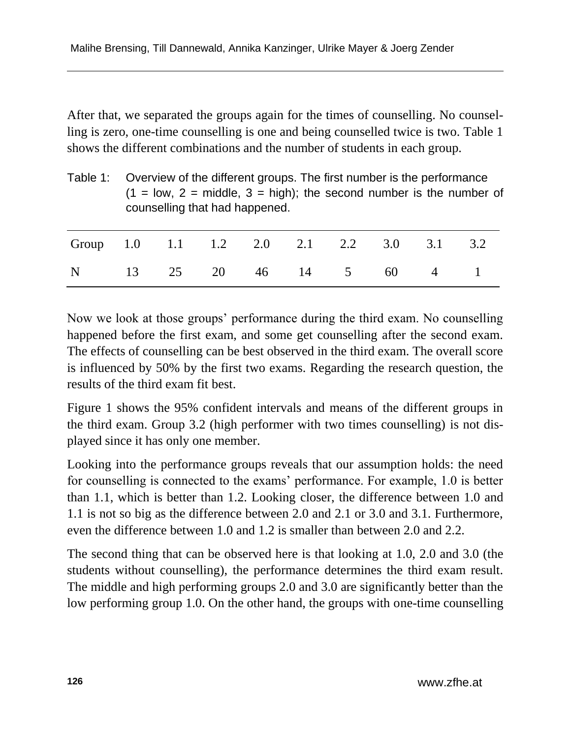After that, we separated the groups again for the times of counselling. No counselling is zero, one-time counselling is one and being counselled twice is two. Table 1 shows the different combinations and the number of students in each group.

Table 1: Overview of the different groups. The first number is the performance (1 = low, 2 = middle, 3 = high); the second number is the number of counselling that had happened.

| Group | 1.0 | 1.1 | 1.2 | 2.0 | 2.1 | 2.2 | 3.0 | 3.1 | 3.2 |
|---|---|---|---|---|---|---|---|---|---|
| N | 13 | 25 | 20 | 46 | 14 | 5 | 60 | 4 | 1 |

Now we look at those groups' performance during the third exam. No counselling happened before the first exam, and some get counselling after the second exam. The effects of counselling can be best observed in the third exam. The overall score is influenced by 50% by the first two exams. Regarding the research question, the results of the third exam fit best.

Figure 1 shows the 95% confident intervals and means of the different groups in the third exam. Group 3.2 (high performer with two times counselling) is not displayed since it has only one member.

Looking into the performance groups reveals that our assumption holds: the need for counselling is connected to the exams' performance. For example, 1.0 is better than 1.1, which is better than 1.2. Looking closer, the difference between 1.0 and 1.1 is not so big as the difference between 2.0 and 2.1 or 3.0 and 3.1. Furthermore, even the difference between 1.0 and 1.2 is smaller than between 2.0 and 2.2.

The second thing that can be observed here is that looking at 1.0, 2.0 and 3.0 (the students without counselling), the performance determines the third exam result. The middle and high performing groups 2.0 and 3.0 are significantly better than the low performing group 1.0. On the other hand, the groups with one-time counselling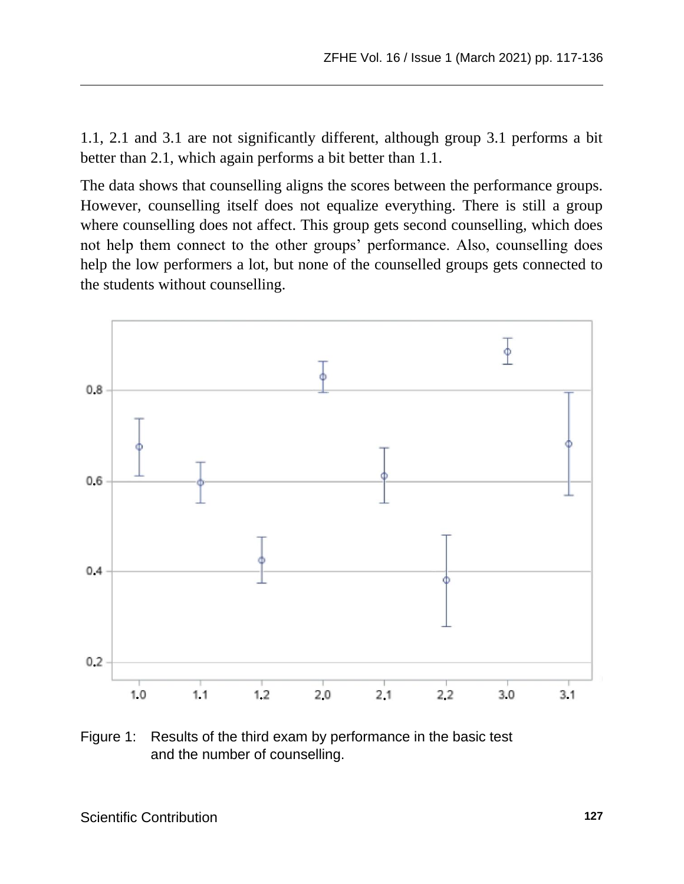1.1, 2.1 and 3.1 are not significantly different, although group 3.1 performs a bit better than 2.1, which again performs a bit better than 1.1.

The data shows that counselling aligns the scores between the performance groups. However, counselling itself does not equalize everything. There is still a group where counselling does not affect. This group gets second counselling, which does not help them connect to the other groups' performance. Also, counselling does help the low performers a lot, but none of the counselled groups gets connected to the students without counselling.

Figure 1: Results of the third exam by performance in the basic test and the number of counselling.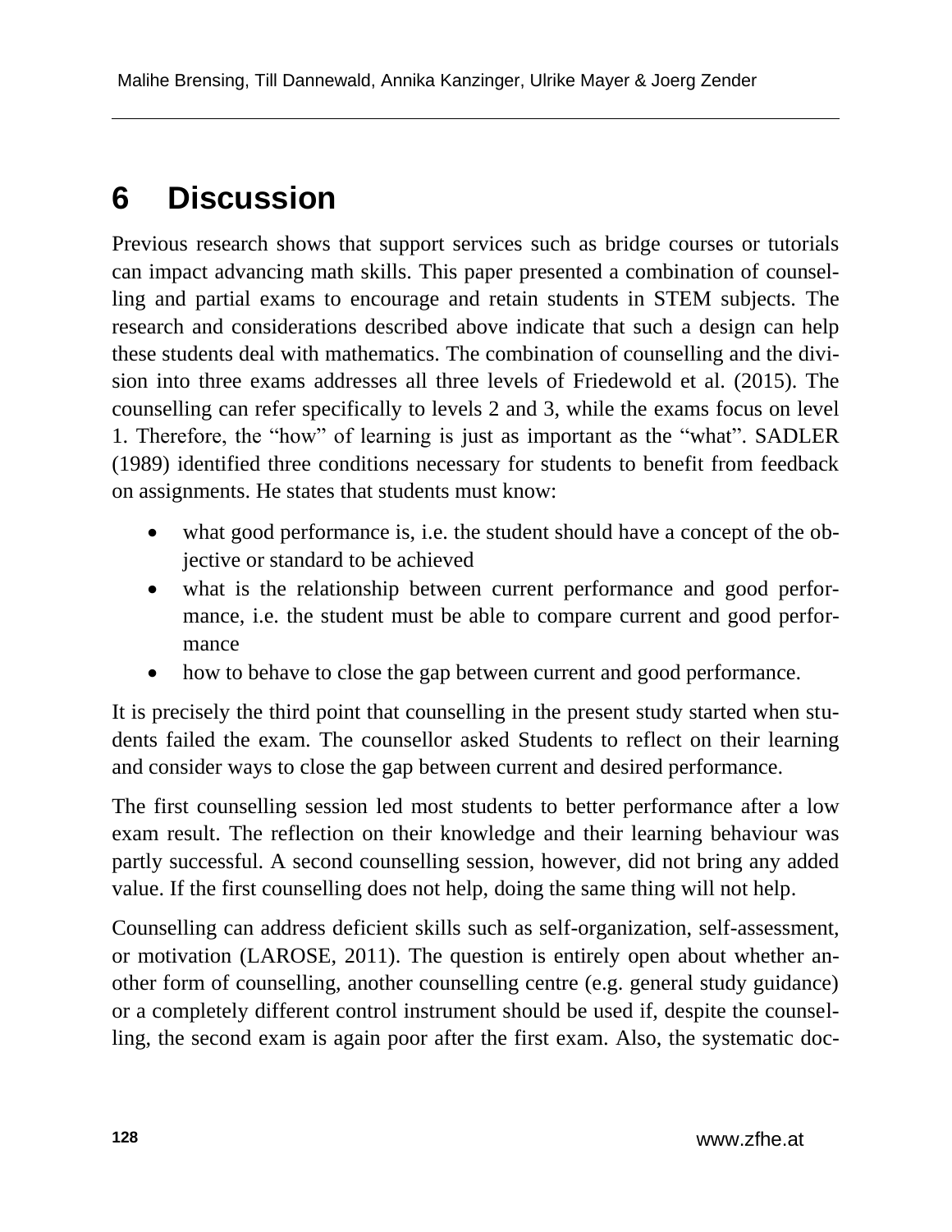# 6 Discussion

Previous research shows that support services such as bridge courses or tutorials can impact advancing math skills. This paper presented a combination of counselling and partial exams to encourage and retain students in STEM subjects. The research and considerations described above indicate that such a design can help these students deal with mathematics. The combination of counselling and the division into three exams addresses all three levels of Friedewold et al. (2015). The counselling can refer specifically to levels 2 and 3, while the exams focus on level 1. Therefore, the "how" of learning is just as important as the "what". SADLER (1989) identified three conditions necessary for students to benefit from feedback on assignments. He states that students must know:

- what good performance is, i.e. the student should have a concept of the objective or standard to be achieved
- what is the relationship between current performance and good performance, i.e. the student must be able to compare current and good performance
- how to behave to close the gap between current and good performance.

It is precisely the third point that counselling in the present study started when students failed the exam. The counsellor asked Students to reflect on their learning and consider ways to close the gap between current and desired performance.

The first counselling session led most students to better performance after a low exam result. The reflection on their knowledge and their learning behaviour was partly successful. A second counselling session, however, did not bring any added value. If the first counselling does not help, doing the same thing will not help.

Counselling can address deficient skills such as self-organization, self-assessment, or motivation (LAROSE, 2011). The question is entirely open about whether another form of counselling, another counselling centre (e.g. general study guidance) or a completely different control instrument should be used if, despite the counselling, the second exam is again poor after the first exam. Also, the systematic doc-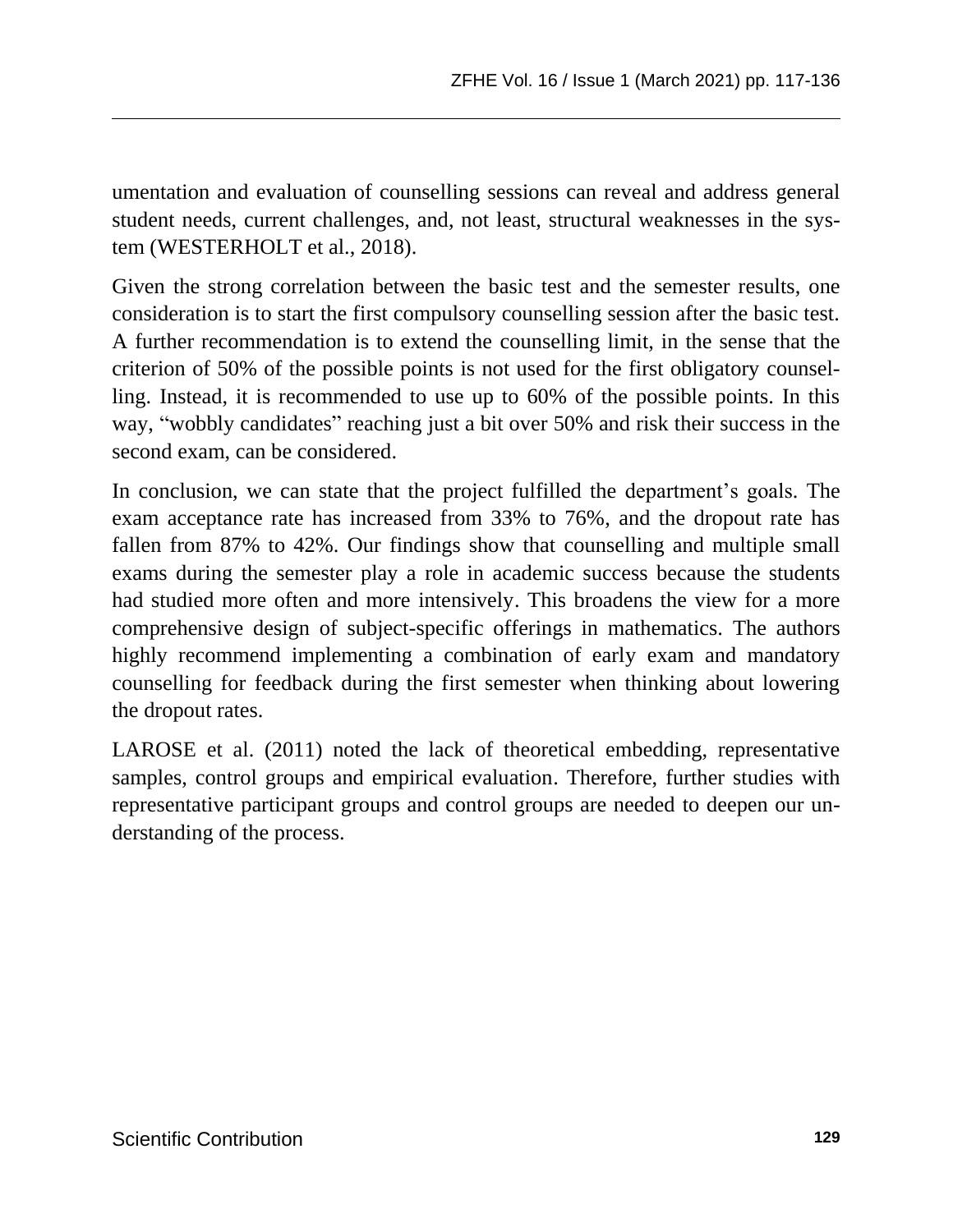umentation and evaluation of counselling sessions can reveal and address general student needs, current challenges, and, not least, structural weaknesses in the system (WESTERHOLT et al., 2018).

Given the strong correlation between the basic test and the semester results, one consideration is to start the first compulsory counselling session after the basic test. A further recommendation is to extend the counselling limit, in the sense that the criterion of 50% of the possible points is not used for the first obligatory counselling. Instead, it is recommended to use up to 60% of the possible points. In this way, "wobbly candidates" reaching just a bit over 50% and risk their success in the second exam, can be considered.

In conclusion, we can state that the project fulfilled the department's goals. The exam acceptance rate has increased from 33% to 76%, and the dropout rate has fallen from 87% to 42%. Our findings show that counselling and multiple small exams during the semester play a role in academic success because the students had studied more often and more intensively. This broadens the view for a more comprehensive design of subject-specific offerings in mathematics. The authors highly recommend implementing a combination of early exam and mandatory counselling for feedback during the first semester when thinking about lowering the dropout rates.

LAROSE et al. (2011) noted the lack of theoretical embedding, representative samples, control groups and empirical evaluation. Therefore, further studies with representative participant groups and control groups are needed to deepen our understanding of the process.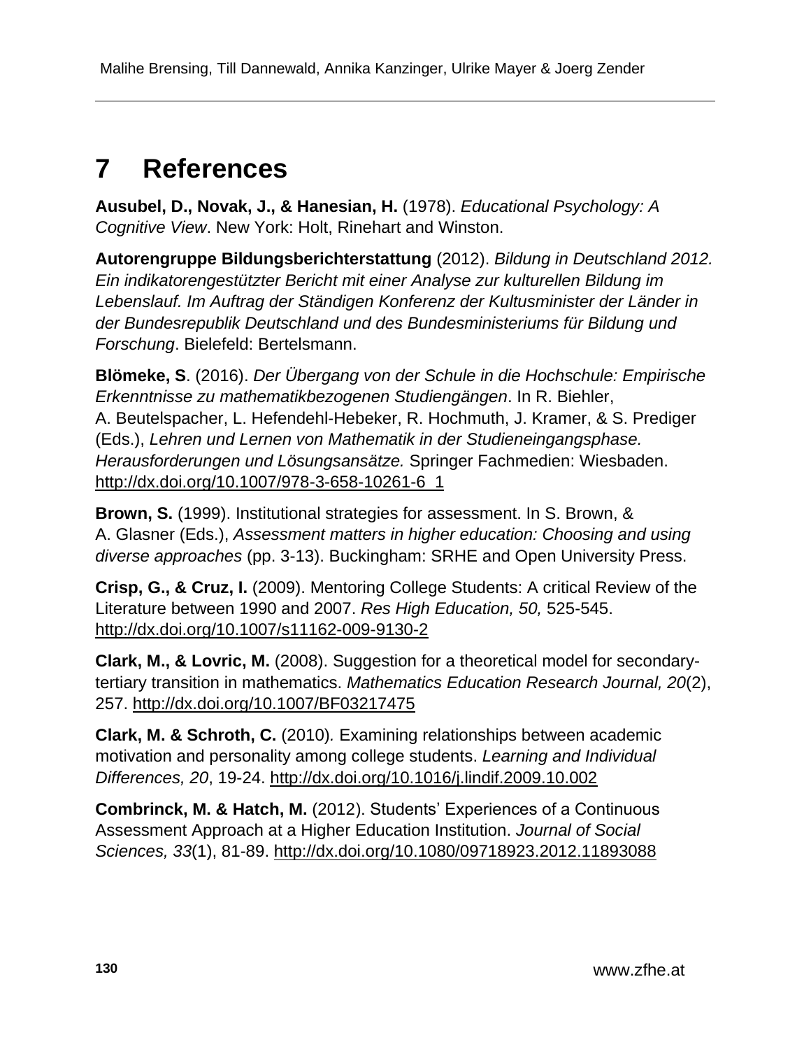# 7 References

**Ausubel, D., Novak, J., & Hanesian, H.** (1978). *Educational Psychology: A Cognitive View*. New York: Holt, Rinehart and Winston.

**Autorengruppe Bildungsberichterstattung** (2012). *Bildung in Deutschland 2012. Ein indikatorengestützter Bericht mit einer Analyse zur kulturellen Bildung im Lebenslauf. Im Auftrag der Ständigen Konferenz der Kultusminister der Länder in der Bundesrepublik Deutschland und des Bundesministeriums für Bildung und Forschung*. Bielefeld: Bertelsmann.

**Blömeke, S**. (2016). *Der Übergang von der Schule in die Hochschule: Empirische Erkenntnisse zu mathematikbezogenen Studiengängen*. In R. Biehler, A. Beutelspacher, L. Hefendehl-Hebeker, R. Hochmuth, J. Kramer, & S. Prediger (Eds.), *Lehren und Lernen von Mathematik in der Studieneingangsphase. Herausforderungen und Lösungsansätze.* Springer Fachmedien: Wiesbaden. http://dx.doi.org/10.1007/978-3-658-10261-6_1

**Brown, S.** (1999). Institutional strategies for assessment. In S. Brown, & A. Glasner (Eds.), *Assessment matters in higher education: Choosing and using diverse approaches* (pp. 3-13). Buckingham: SRHE and Open University Press.

**Crisp, G., & Cruz, I.** (2009). Mentoring College Students: A critical Review of the Literature between 1990 and 2007. *Res High Education, 50,* 525-545. http://dx.doi.org/10.1007/s11162-009-9130-2

**Clark, M., & Lovric, M.** (2008). Suggestion for a theoretical model for secondary-tertiary transition in mathematics. *Mathematics Education Research Journal, 20*(2), 257. http://dx.doi.org/10.1007/BF03217475

**Clark, M. & Schroth, C.** (2010). Examining relationships between academic motivation and personality among college students. *Learning and Individual Differences, 20*, 19-24. http://dx.doi.org/10.1016/j.lindif.2009.10.002

**Combrinck, M. & Hatch, M.** (2012). Students' Experiences of a Continuous Assessment Approach at a Higher Education Institution. *Journal of Social Sciences, 33*(1), 81-89. http://dx.doi.org/10.1080/09718923.2012.11893088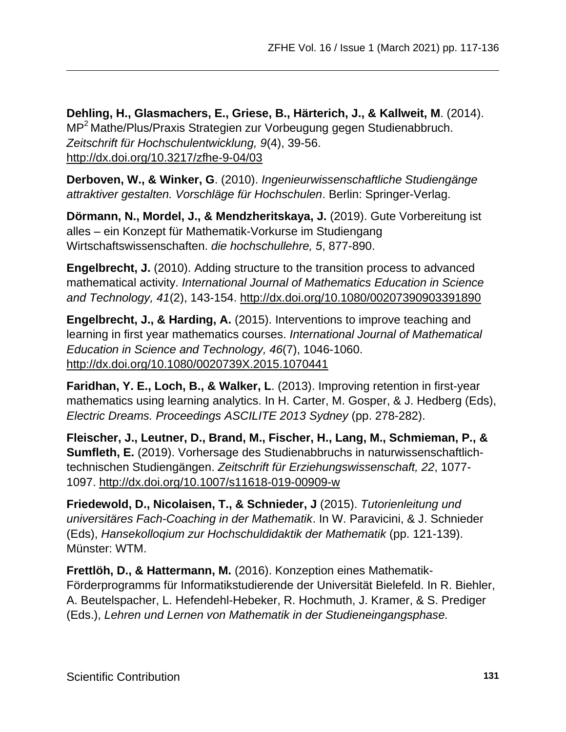**Dehling, H., Glasmachers, E., Griese, B., Härterich, J., & Kallweit, M**. (2014). $MP^2$ Mathe/Plus/Praxis Strategien zur Vorbeugung gegen Studienabbruch. *Zeitschrift für Hochschulentwicklung, 9*(4), 39-56. http://dx.doi.org/10.3217/zfhe-9-04/03

**Derboven, W., & Winker, G**. (2010). *Ingenieurwissenschaftliche Studiengänge attraktiver gestalten. Vorschläge für Hochschulen*. Berlin: Springer-Verlag.

**Dörmann, N., Mordel, J., & Mendzheritskaya, J.** (2019). Gute Vorbereitung ist alles – ein Konzept für Mathematik-Vorkurse im Studiengang Wirtschaftswissenschaften. *die hochschullehre, 5*, 877-890.

**Engelbrecht, J.** (2010). Adding structure to the transition process to advanced mathematical activity. *International Journal of Mathematics Education in Science and Technology, 41*(2), 143-154. http://dx.doi.org/10.1080/00207390903391890

**Engelbrecht, J., & Harding, A.** (2015). Interventions to improve teaching and learning in first year mathematics courses. *International Journal of Mathematical Education in Science and Technology, 46*(7), 1046-1060. http://dx.doi.org/10.1080/0020739X.2015.1070441

**Faridhan, Y. E., Loch, B., & Walker, L**. (2013). Improving retention in first-year mathematics using learning analytics. In H. Carter, M. Gosper, & J. Hedberg (Eds), *Electric Dreams. Proceedings ASCILITE 2013 Sydney* (pp. 278-282).

**Fleischer, J., Leutner, D., Brand, M., Fischer, H., Lang, M., Schmieman, P., & Sumfleth, E.** (2019). Vorhersage des Studienabbruchs in naturwissenschaftlich-technischen Studiengängen. *Zeitschrift für Erziehungswissenschaft, 22*, 1077-1097. http://dx.doi.org/10.1007/s11618-019-00909-w

**Friedewold, D., Nicolaisen, T., & Schnieder, J** (2015). *Tutorienleitung und universitäres Fach-Coaching in der Mathematik*. In W. Paravicini, & J. Schnieder (Eds), *Hansekolloqium zur Hochschuldidaktik der Mathematik* (pp. 121-139). Münster: WTM.

**Frettlöh, D., & Hattermann, M.** (2016). Konzeption eines Mathematik-Förderprogramms für Informatikstudierende der Universität Bielefeld. In R. Biehler, A. Beutelspacher, L. Hefendehl-Hebeker, R. Hochmuth, J. Kramer, & S. Prediger (Eds.), *Lehren und Lernen von Mathematik in der Studieneingangsphase.*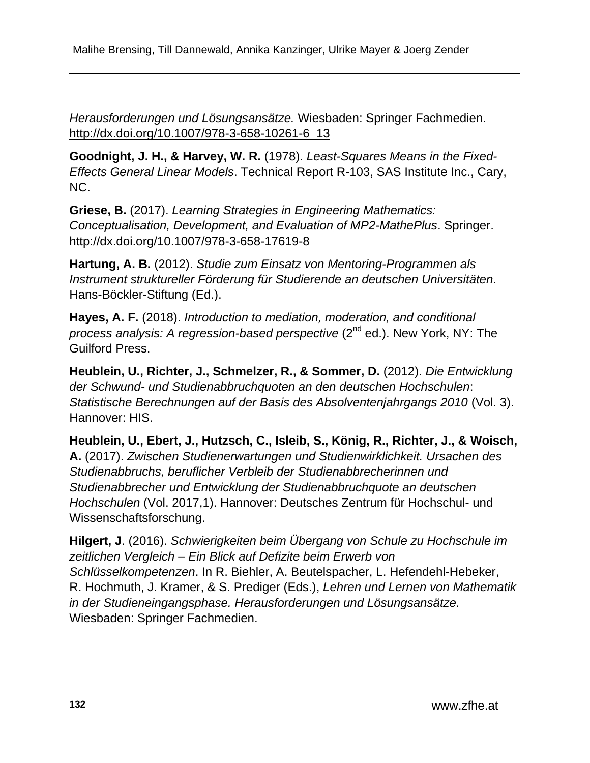*Herausforderungen und Lösungsansätze.* Wiesbaden: Springer Fachmedien. http://dx.doi.org/10.1007/978-3-658-10261-6_13

**Goodnight, J. H., & Harvey, W. R.** (1978). *Least-Squares Means in the Fixed-Effects General Linear Models*. Technical Report R-103, SAS Institute Inc., Cary, NC.

**Griese, B.** (2017). *Learning Strategies in Engineering Mathematics: Conceptualisation, Development, and Evaluation of MP2-MathePlus*. Springer. http://dx.doi.org/10.1007/978-3-658-17619-8

**Hartung, A. B.** (2012). *Studie zum Einsatz von Mentoring-Programmen als Instrument struktureller Förderung für Studierende an deutschen Universitäten*. Hans-Böckler-Stiftung (Ed.).

**Hayes, A. F.** (2018). *Introduction to mediation, moderation, and conditional process analysis: A regression-based perspective* (2nd ed.). New York, NY: The Guilford Press.

**Heublein, U., Richter, J., Schmelzer, R., & Sommer, D.** (2012). *Die Entwicklung der Schwund- und Studienabbruchquoten an den deutschen Hochschulen*: *Statistische Berechnungen auf der Basis des Absolventenjahrgangs 2010* (Vol. 3). Hannover: HIS.

**Heublein, U., Ebert, J., Hutzsch, C., Isleib, S., König, R., Richter, J., & Woisch, A.** (2017). *Zwischen Studienerwartungen und Studienwirklichkeit. Ursachen des Studienabbruchs, beruflicher Verbleib der Studienabbrecherinnen und Studienabbrecher und Entwicklung der Studienabbruchquote an deutschen Hochschulen* (Vol. 2017,1). Hannover: Deutsches Zentrum für Hochschul- und Wissenschaftsforschung.

**Hilgert, J**. (2016). *Schwierigkeiten beim Übergang von Schule zu Hochschule im zeitlichen Vergleich – Ein Blick auf Defizite beim Erwerb von Schlüsselkompetenzen*. In R. Biehler, A. Beutelspacher, L. Hefendehl-Hebeker, R. Hochmuth, J. Kramer, & S. Prediger (Eds.), *Lehren und Lernen von Mathematik in der Studieneingangsphase. Herausforderungen und Lösungsansätze.* Wiesbaden: Springer Fachmedien.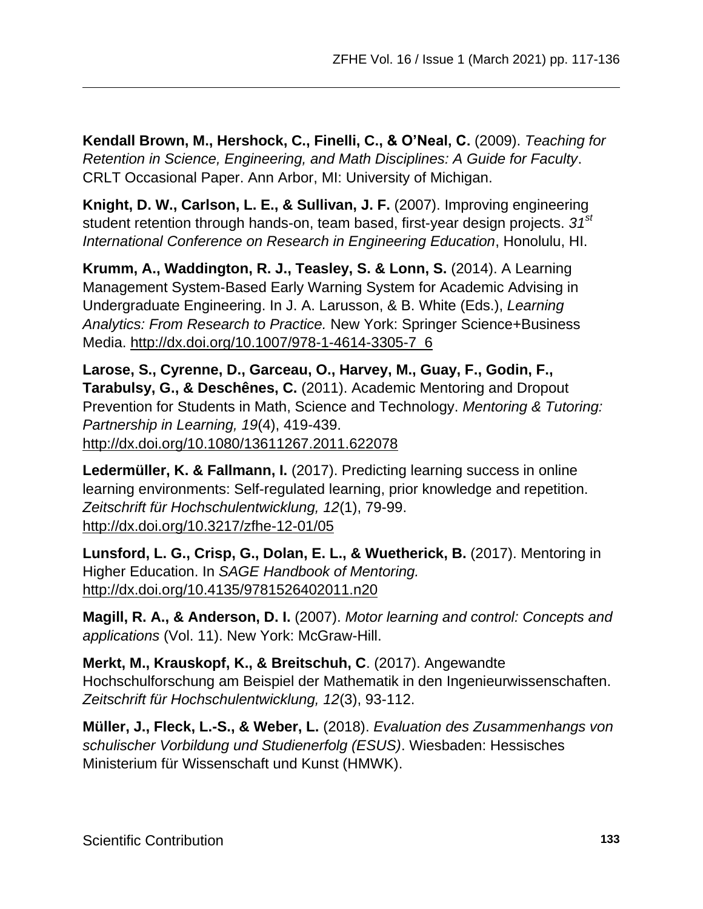**Kendall Brown, M., Hershock, C., Finelli, C., & O'Neal, C.** (2009). *Teaching for Retention in Science, Engineering, and Math Disciplines: A Guide for Faculty*. CRLT Occasional Paper. Ann Arbor, MI: University of Michigan.

**Knight, D. W., Carlson, L. E., & Sullivan, J. F.** (2007). Improving engineering student retention through hands-on, team based, first-year design projects. *31st International Conference on Research in Engineering Education*, Honolulu, HI.

**Krumm, A., Waddington, R. J., Teasley, S. & Lonn, S.** (2014). A Learning Management System-Based Early Warning System for Academic Advising in Undergraduate Engineering. In J. A. Larusson, & B. White (Eds.), *Learning Analytics: From Research to Practice.* New York: Springer Science+Business Media. http://dx.doi.org/10.1007/978-1-4614-3305-7_6

**Larose, S., Cyrenne, D., Garceau, O., Harvey, M., Guay, F., Godin, F., Tarabulsy, G., & Deschênes, C.** (2011). Academic Mentoring and Dropout Prevention for Students in Math, Science and Technology. *Mentoring & Tutoring: Partnership in Learning, 19*(4), 419-439. http://dx.doi.org/10.1080/13611267.2011.622078

**Ledermüller, K. & Fallmann, I.** (2017). Predicting learning success in online learning environments: Self-regulated learning, prior knowledge and repetition. *Zeitschrift für Hochschulentwicklung, 12*(1), 79-99. http://dx.doi.org/10.3217/zfhe-12-01/05

**Lunsford, L. G., Crisp, G., Dolan, E. L., & Wuetherick, B.** (2017). Mentoring in Higher Education. In *SAGE Handbook of Mentoring.* http://dx.doi.org/10.4135/9781526402011.n20

**Magill, R. A., & Anderson, D. I.** (2007). *Motor learning and control: Concepts and applications* (Vol. 11). New York: McGraw-Hill.

**Merkt, M., Krauskopf, K., & Breitschuh, C**. (2017). Angewandte Hochschulforschung am Beispiel der Mathematik in den Ingenieurwissenschaften. *Zeitschrift für Hochschulentwicklung, 12*(3), 93-112.

**Müller, J., Fleck, L.-S., & Weber, L.** (2018). *Evaluation des Zusammenhangs von schulischer Vorbildung und Studienerfolg (ESUS)*. Wiesbaden: Hessisches Ministerium für Wissenschaft und Kunst (HMWK).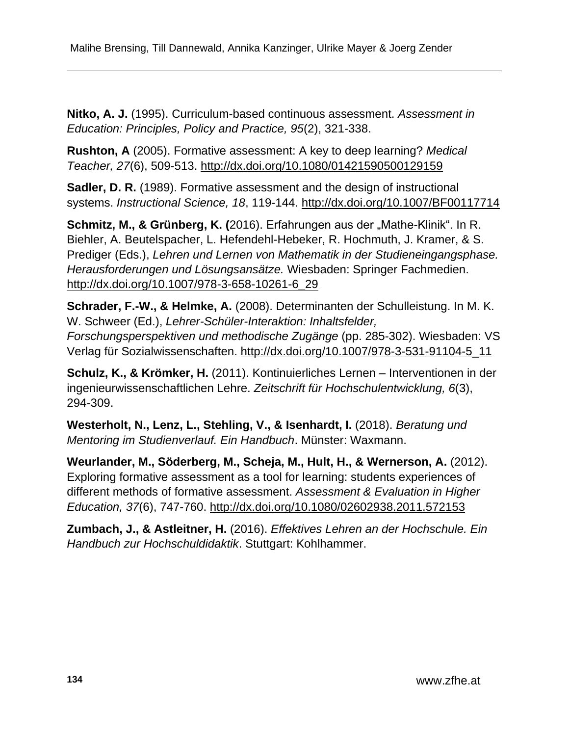**Nitko, A. J.** (1995). Curriculum-based continuous assessment. *Assessment in Education: Principles, Policy and Practice, 95*(2), 321-338.

**Rushton, A** (2005). Formative assessment: A key to deep learning? *Medical Teacher, 27*(6), 509-513. http://dx.doi.org/10.1080/01421590500129159

**Sadler, D. R.** (1989). Formative assessment and the design of instructional systems. *Instructional Science, 18*, 119-144. http://dx.doi.org/10.1007/BF00117714

**Schmitz, M., & Grünberg, K. (**2016). Erfahrungen aus der „Mathe-Klinik". In R. Biehler, A. Beutelspacher, L. Hefendehl-Hebeker, R. Hochmuth, J. Kramer, & S. Prediger (Eds.), *Lehren und Lernen von Mathematik in der Studieneingangsphase. Herausforderungen und Lösungsansätze.* Wiesbaden: Springer Fachmedien. http://dx.doi.org/10.1007/978-3-658-10261-6_29

**Schrader, F.-W., & Helmke, A.** (2008). Determinanten der Schulleistung. In M. K. W. Schweer (Ed.), *Lehrer-Schüler-Interaktion: Inhaltsfelder, Forschungsperspektiven und methodische Zugänge* (pp. 285-302). Wiesbaden: VS Verlag für Sozialwissenschaften. http://dx.doi.org/10.1007/978-3-531-91104-5_11

**Schulz, K., & Krömker, H.** (2011). Kontinuierliches Lernen – Interventionen in der ingenieurwissenschaftlichen Lehre. *Zeitschrift für Hochschulentwicklung, 6*(3), 294-309.

**Westerholt, N., Lenz, L., Stehling, V., & Isenhardt, I.** (2018). *Beratung und Mentoring im Studienverlauf. Ein Handbuch*. Münster: Waxmann.

**Weurlander, M., Söderberg, M., Scheja, M., Hult, H., & Wernerson, A.** (2012). Exploring formative assessment as a tool for learning: students experiences of different methods of formative assessment. *Assessment & Evaluation in Higher Education, 37*(6), 747-760. http://dx.doi.org/10.1080/02602938.2011.572153

**Zumbach, J., & Astleitner, H.** (2016). *Effektives Lehren an der Hochschule. Ein Handbuch zur Hochschuldidaktik*. Stuttgart: Kohlhammer.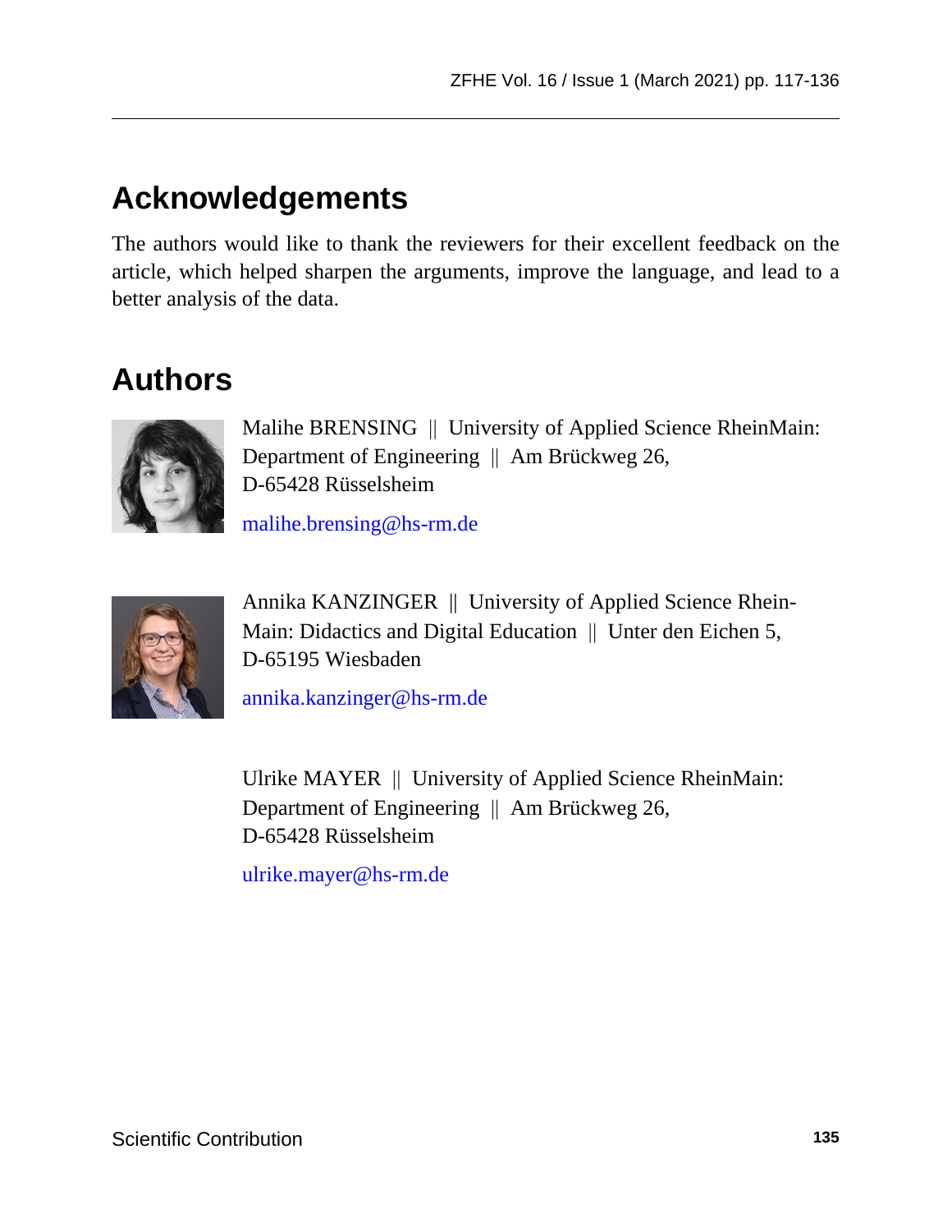## Acknowledgements

The authors would like to thank the reviewers for their excellent feedback on the article, which helped sharpen the arguments, improve the language, and lead to a better analysis of the data.

## Authors

Malihe BRENSING || University of Applied Science RheinMain: Department of Engineering || Am Brückweg 26, D-65428 Rüsselsheim

malihe.brensing@hs-rm.de

Annika KANZINGER || University of Applied Science RheinMain: Didactics and Digital Education || Unter den Eichen 5, D-65195 Wiesbaden

annika.kanzinger@hs-rm.de

Ulrike MAYER || University of Applied Science RheinMain: Department of Engineering || Am Brückweg 26, D-65428 Rüsselsheim

ulrike.mayer@hs-rm.de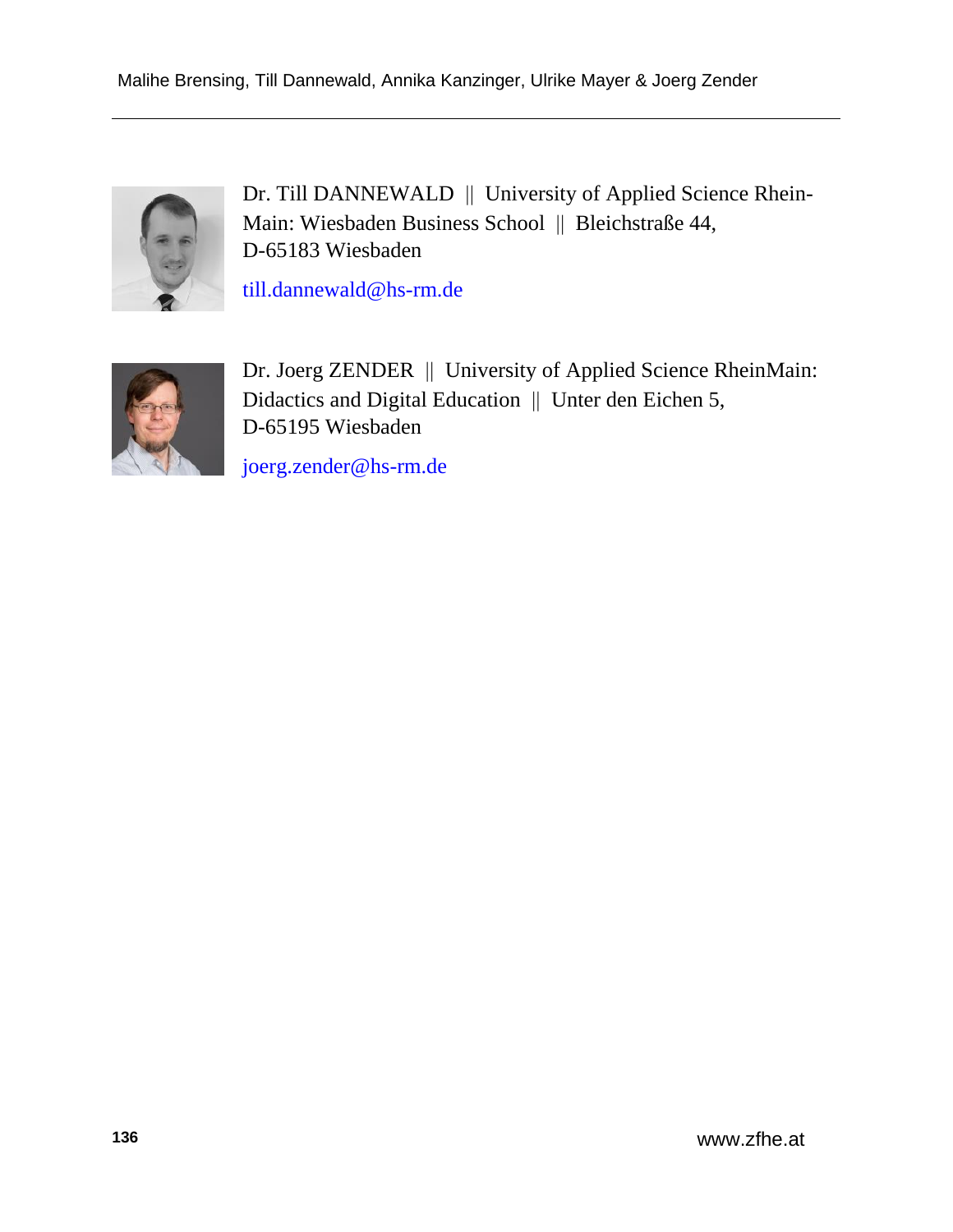Dr. Till DANNEWALD || University of Applied Science Rhein-Main: Wiesbaden Business School || Bleichstraße 44, D-65183 Wiesbaden

till.dannewald@hs-rm.de

Dr. Joerg ZENDER || University of Applied Science RheinMain: Didactics and Digital Education || Unter den Eichen 5, D-65195 Wiesbaden

joerg.zender@hs-rm.de